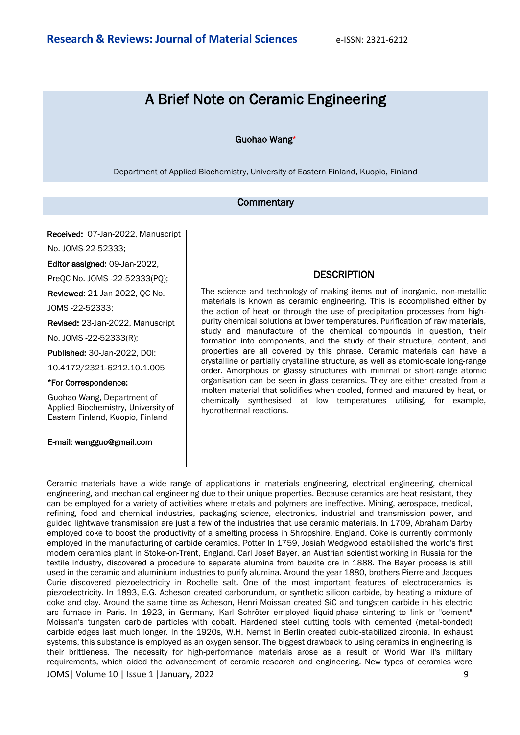# A Brief Note on Ceramic Engineering

**Guohao Wang***

Department of Applied Biochemistry, University of Eastern Finland, Kuopio, Finland

## Commentary

**Received:** 07-Jan-2022, Manuscript No. JOMS-22-52333;

**Editor assigned:** 09-Jan-2022, PreQC No. JOMS -22-52333(PQ);

**Reviewed**: 21-Jan-2022, QC No. JOMS -22-52333;

**Revised:** 23-Jan-2022, Manuscript No. JOMS -22-52333(R);

**Published:** 30-Jan-2022, DOI: 10.4172/2321-6212.10.1.005

***For Correspondence:**

Guohao Wang, Department of Applied Biochemistry, University of Eastern Finland, Kuopio, Finland

**E-mail: wangguo@gmail.com**

## DESCRIPTION

The science and technology of making items out of inorganic, non-metallic materials is known as ceramic engineering. This is accomplished either by the action of heat or through the use of precipitation processes from high-purity chemical solutions at lower temperatures. Purification of raw materials, study and manufacture of the chemical compounds in question, their formation into components, and the study of their structure, content, and properties are all covered by this phrase. Ceramic materials can have a crystalline or partially crystalline structure, as well as atomic-scale long-range order. Amorphous or glassy structures with minimal or short-range atomic organisation can be seen in glass ceramics. They are either created from a molten material that solidifies when cooled, formed and matured by heat, or chemically synthesised at low temperatures utilising, for example, hydrothermal reactions.

Ceramic materials have a wide range of applications in materials engineering, electrical engineering, chemical engineering, and mechanical engineering due to their unique properties. Because ceramics are heat resistant, they can be employed for a variety of activities where metals and polymers are ineffective. Mining, aerospace, medical, refining, food and chemical industries, packaging science, electronics, industrial and transmission power, and guided lightwave transmission are just a few of the industries that use ceramic materials. In 1709, Abraham Darby employed coke to boost the productivity of a smelting process in Shropshire, England. Coke is currently commonly employed in the manufacturing of carbide ceramics. Potter In 1759, Josiah Wedgwood established the world's first modern ceramics plant in Stoke-on-Trent, England. Carl Josef Bayer, an Austrian scientist working in Russia for the textile industry, discovered a procedure to separate alumina from bauxite ore in 1888. The Bayer process is still used in the ceramic and aluminium industries to purify alumina. Around the year 1880, brothers Pierre and Jacques Curie discovered piezoelectricity in Rochelle salt. One of the most important features of electroceramics is piezoelectricity. In 1893, E.G. Acheson created carborundum, or synthetic silicon carbide, by heating a mixture of coke and clay. Around the same time as Acheson, Henri Moissan created SiC and tungsten carbide in his electric arc furnace in Paris. In 1923, in Germany, Karl Schröter employed liquid-phase sintering to link or "cement" Moissan's tungsten carbide particles with cobalt. Hardened steel cutting tools with cemented (metal-bonded) carbide edges last much longer. In the 1920s, W.H. Nernst in Berlin created cubic-stabilized zirconia. In exhaust systems, this substance is employed as an oxygen sensor. The biggest drawback to using ceramics in engineering is their brittleness. The necessity for high-performance materials arose as a result of World War II's military requirements, which aided the advancement of ceramic research and engineering. New types of ceramics were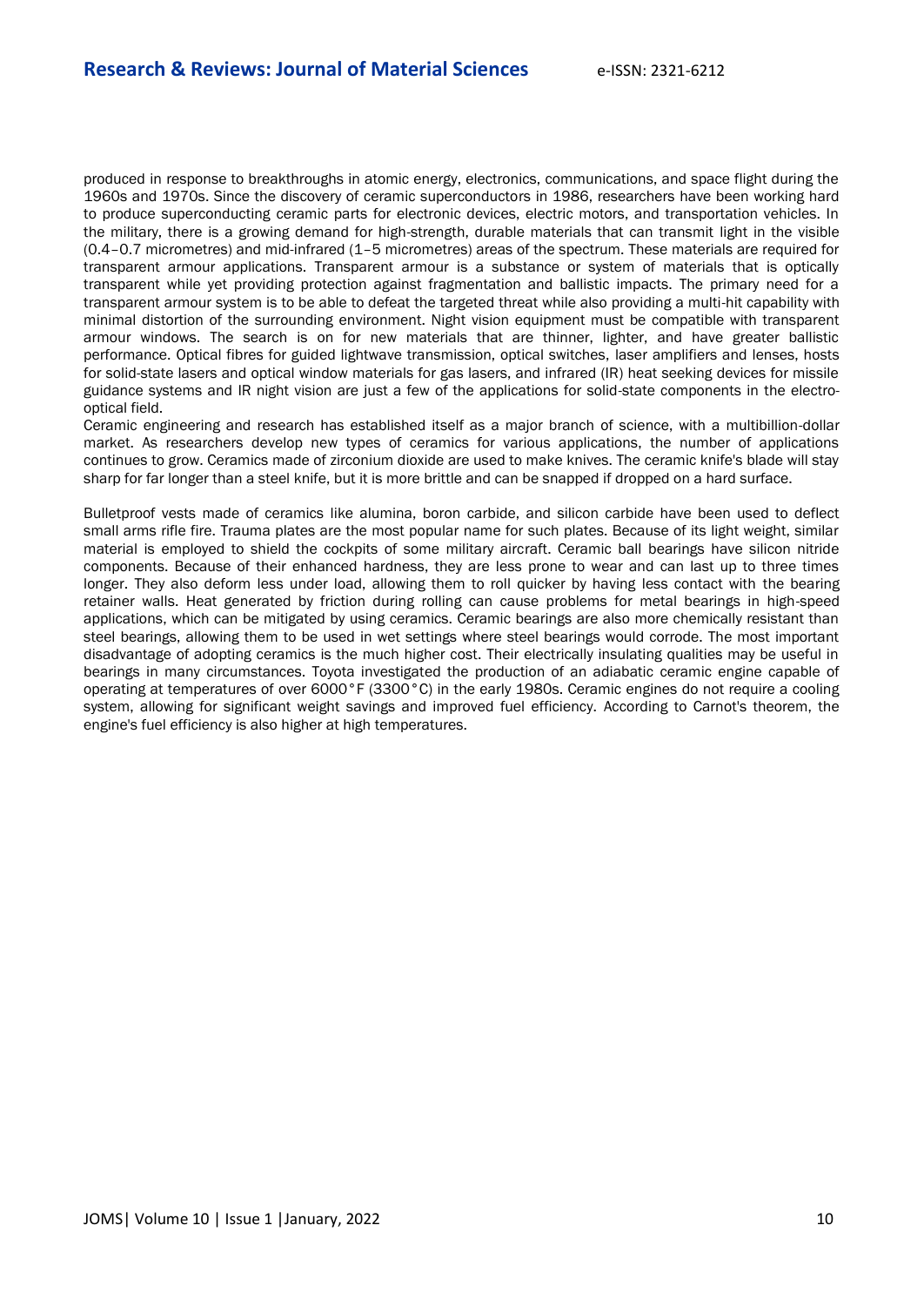produced in response to breakthroughs in atomic energy, electronics, communications, and space flight during the 1960s and 1970s. Since the discovery of ceramic superconductors in 1986, researchers have been working hard to produce superconducting ceramic parts for electronic devices, electric motors, and transportation vehicles. In the military, there is a growing demand for high-strength, durable materials that can transmit light in the visible (0.4–0.7 micrometres) and mid-infrared (1–5 micrometres) areas of the spectrum. These materials are required for transparent armour applications. Transparent armour is a substance or system of materials that is optically transparent while yet providing protection against fragmentation and ballistic impacts. The primary need for a transparent armour system is to be able to defeat the targeted threat while also providing a multi-hit capability with minimal distortion of the surrounding environment. Night vision equipment must be compatible with transparent armour windows. The search is on for new materials that are thinner, lighter, and have greater ballistic performance. Optical fibres for guided lightwave transmission, optical switches, laser amplifiers and lenses, hosts for solid-state lasers and optical window materials for gas lasers, and infrared (IR) heat seeking devices for missile guidance systems and IR night vision are just a few of the applications for solid-state components in the electro-optical field.

Ceramic engineering and research has established itself as a major branch of science, with a multibillion-dollar market. As researchers develop new types of ceramics for various applications, the number of applications continues to grow. Ceramics made of zirconium dioxide are used to make knives. The ceramic knife's blade will stay sharp for far longer than a steel knife, but it is more brittle and can be snapped if dropped on a hard surface.

Bulletproof vests made of ceramics like alumina, boron carbide, and silicon carbide have been used to deflect small arms rifle fire. Trauma plates are the most popular name for such plates. Because of its light weight, similar material is employed to shield the cockpits of some military aircraft. Ceramic ball bearings have silicon nitride components. Because of their enhanced hardness, they are less prone to wear and can last up to three times longer. They also deform less under load, allowing them to roll quicker by having less contact with the bearing retainer walls. Heat generated by friction during rolling can cause problems for metal bearings in high-speed applications, which can be mitigated by using ceramics. Ceramic bearings are also more chemically resistant than steel bearings, allowing them to be used in wet settings where steel bearings would corrode. The most important disadvantage of adopting ceramics is the much higher cost. Their electrically insulating qualities may be useful in bearings in many circumstances. Toyota investigated the production of an adiabatic ceramic engine capable of operating at temperatures of over 6000°F (3300°C) in the early 1980s. Ceramic engines do not require a cooling system, allowing for significant weight savings and improved fuel efficiency. According to Carnot's theorem, the engine's fuel efficiency is also higher at high temperatures.